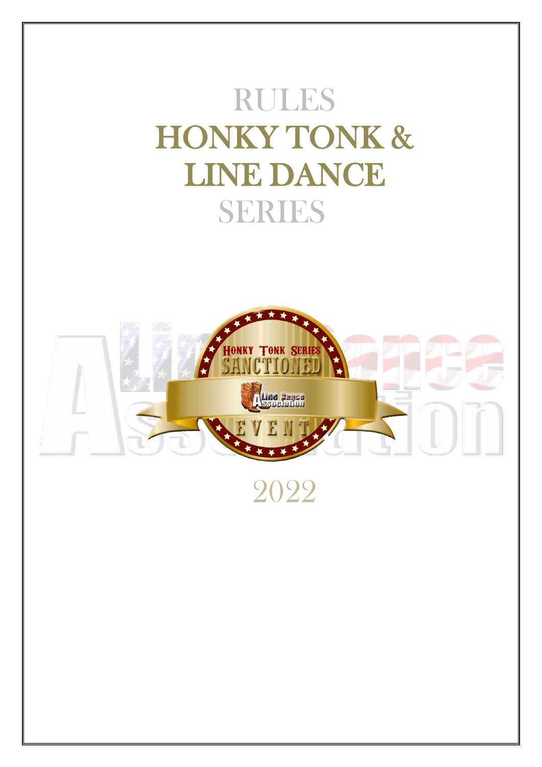# RULES
# HONKY TONK & LINE DANCE
# SERIES

2022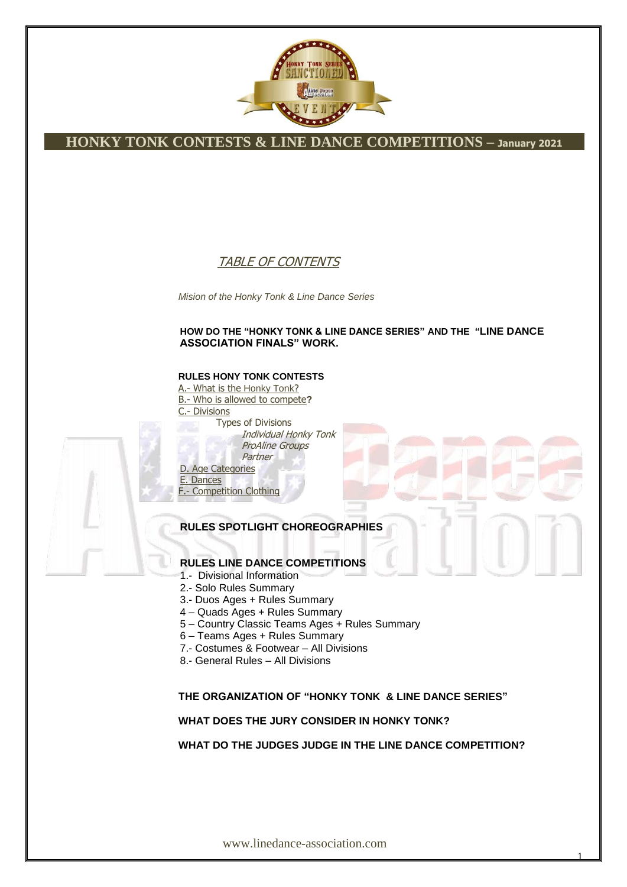# HONKY TONK CONTESTS & LINE DANCE COMPETITIONS – January 2021

## TABLE OF CONTENTS

*Mision of the Honky Tonk & Line Dance Series*

**HOW DO THE "HONKY TONK & LINE DANCE SERIES" AND THE "LINE DANCE ASSOCIATION FINALS" WORK.**

**RULES HONY TONK CONTESTS**

A.- What is the Honky Tonk?
B.- Who is allowed to compete**?**
C.- Divisions
- Types of Divisions
  - *Individual Honky Tonk*
  - *ProAline Groups*
  - *Partner*

D. Age Categories
E. Dances
F.- Competition Clothing

**RULES SPOTLIGHT CHOREOGRAPHIES**

**RULES LINE DANCE COMPETITIONS**

1.- Divisional Information
2.- Solo Rules Summary
3.- Duos Ages + Rules Summary
4 – Quads Ages + Rules Summary
5 – Country Classic Teams Ages + Rules Summary
6 – Teams Ages + Rules Summary
7.- Costumes & Footwear – All Divisions
8.- General Rules – All Divisions

**THE ORGANIZATION OF "HONKY TONK & LINE DANCE SERIES"**

**WHAT DOES THE JURY CONSIDER IN HONKY TONK?**

**WHAT DO THE JUDGES JUDGE IN THE LINE DANCE COMPETITION?**

www.linedance-association.com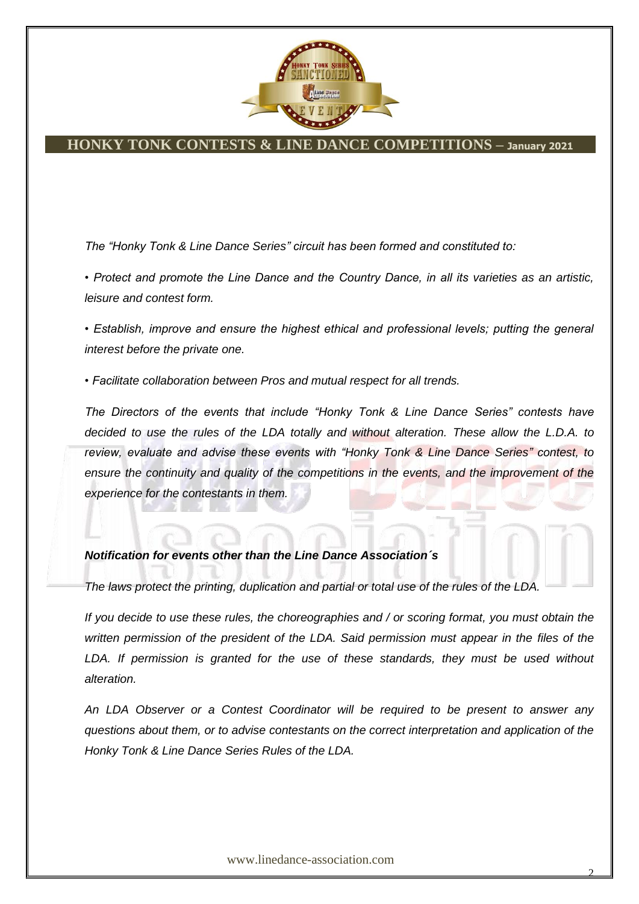## HONKY TONK CONTESTS & LINE DANCE COMPETITIONS – January 2021

*The "Honky Tonk & Line Dance Series" circuit has been formed and constituted to:*

- *Protect and promote the Line Dance and the Country Dance, in all its varieties as an artistic, leisure and contest form.*
- *Establish, improve and ensure the highest ethical and professional levels; putting the general interest before the private one.*
- *Facilitate collaboration between Pros and mutual respect for all trends.*

*The Directors of the events that include "Honky Tonk & Line Dance Series" contests have decided to use the rules of the LDA totally and without alteration. These allow the L.D.A. to review, evaluate and advise these events with "Honky Tonk & Line Dance Series" contest, to ensure the continuity and quality of the competitions in the events, and the improvement of the experience for the contestants in them.*

***Notification for events other than the Line Dance Association´s***

*The laws protect the printing, duplication and partial or total use of the rules of the LDA.*

*If you decide to use these rules, the choreographies and / or scoring format, you must obtain the written permission of the president of the LDA. Said permission must appear in the files of the LDA. If permission is granted for the use of these standards, they must be used without alteration.*

*An LDA Observer or a Contest Coordinator will be required to be present to answer any questions about them, or to advise contestants on the correct interpretation and application of the Honky Tonk & Line Dance Series Rules of the LDA.*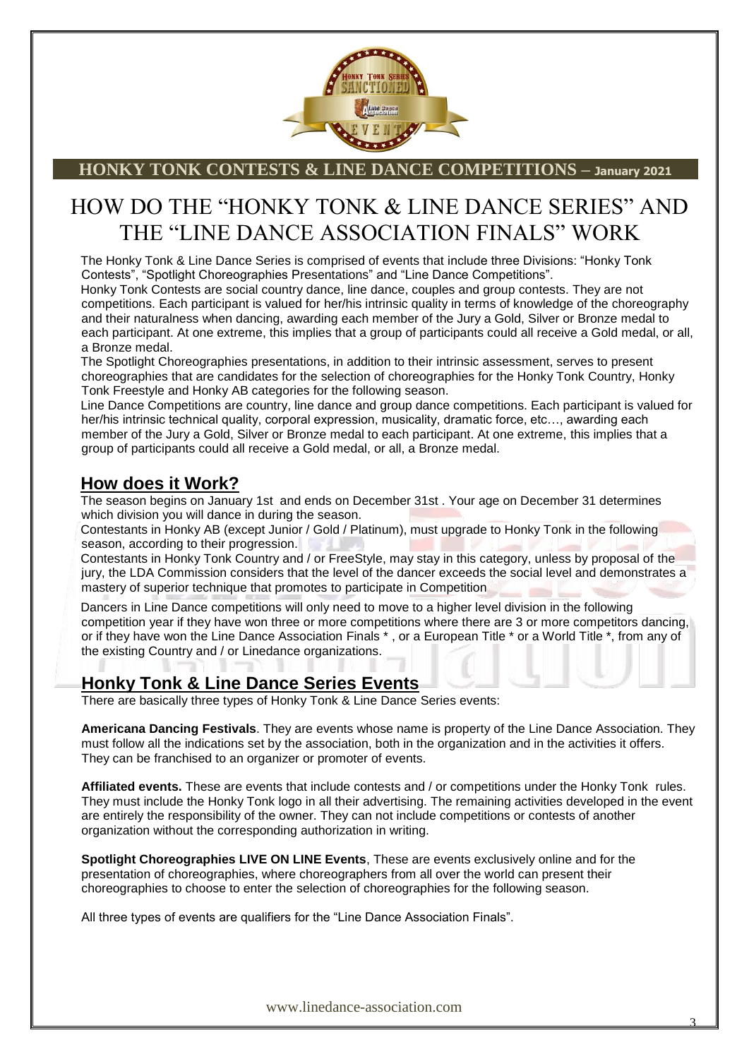# HOW DO THE "HONKY TONK & LINE DANCE SERIES" AND THE "LINE DANCE ASSOCIATION FINALS" WORK

The Honky Tonk & Line Dance Series is comprised of events that include three Divisions: "Honky Tonk Contests", "Spotlight Choreographies Presentations" and "Line Dance Competitions".

Honky Tonk Contests are social country dance, line dance, couples and group contests. They are not competitions. Each participant is valued for her/his intrinsic quality in terms of knowledge of the choreography and their naturalness when dancing, awarding each member of the Jury a Gold, Silver or Bronze medal to each participant. At one extreme, this implies that a group of participants could all receive a Gold medal, or all, a Bronze medal.

The Spotlight Choreographies presentations, in addition to their intrinsic assessment, serves to present choreographies that are candidates for the selection of choreographies for the Honky Tonk Country, Honky Tonk Freestyle and Honky AB categories for the following season.

Line Dance Competitions are country, line dance and group dance competitions. Each participant is valued for her/his intrinsic technical quality, corporal expression, musicality, dramatic force, etc…, awarding each member of the Jury a Gold, Silver or Bronze medal to each participant. At one extreme, this implies that a group of participants could all receive a Gold medal, or all, a Bronze medal.

## How does it Work?

The season begins on January 1st and ends on December 31st . Your age on December 31 determines which division you will dance in during the season.

Contestants in Honky AB (except Junior / Gold / Platinum), must upgrade to Honky Tonk in the following season, according to their progression.

Contestants in Honky Tonk Country and / or FreeStyle, may stay in this category, unless by proposal of the jury, the LDA Commission considers that the level of the dancer exceeds the social level and demonstrates a mastery of superior technique that promotes to participate in Competition

Dancers in Line Dance competitions will only need to move to a higher level division in the following competition year if they have won three or more competitions where there are 3 or more competitors dancing, or if they have won the Line Dance Association Finals * , or a European Title * or a World Title *, from any of the existing Country and / or Linedance organizations.

## Honky Tonk & Line Dance Series Events

There are basically three types of Honky Tonk & Line Dance Series events:

**Americana Dancing Festivals**. They are events whose name is property of the Line Dance Association. They must follow all the indications set by the association, both in the organization and in the activities it offers. They can be franchised to an organizer or promoter of events.

**Affiliated events.** These are events that include contests and / or competitions under the Honky Tonk rules. They must include the Honky Tonk logo in all their advertising. The remaining activities developed in the event are entirely the responsibility of the owner. They can not include competitions or contests of another organization without the corresponding authorization in writing.

**Spotlight Choreographies LIVE ON LINE Events**, These are events exclusively online and for the presentation of choreographies, where choreographers from all over the world can present their choreographies to choose to enter the selection of choreographies for the following season.

All three types of events are qualifiers for the "Line Dance Association Finals".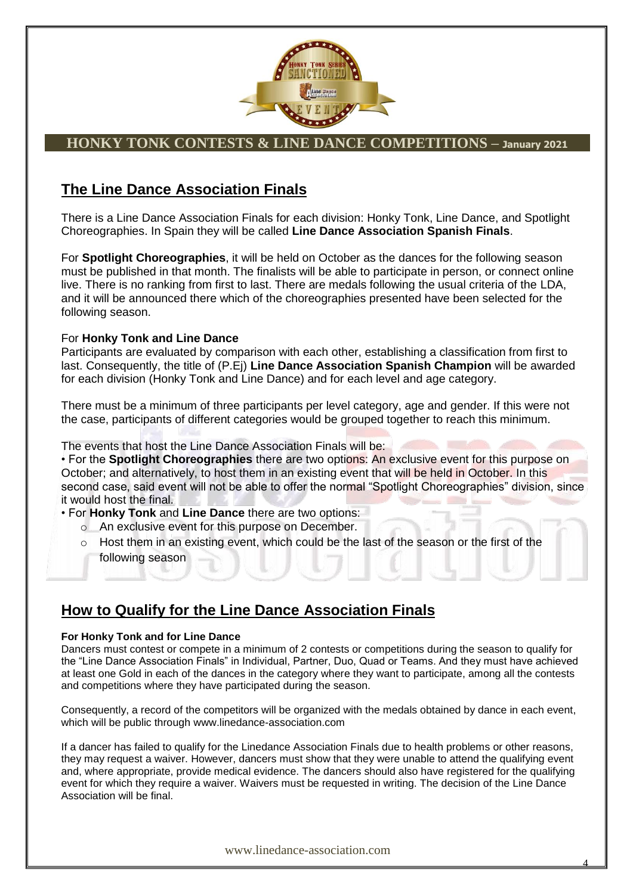# The Line Dance Association Finals

There is a Line Dance Association Finals for each division: Honky Tonk, Line Dance, and Spotlight Choreographies. In Spain they will be called **Line Dance Association Spanish Finals**.

For **Spotlight Choreographies**, it will be held on October as the dances for the following season must be published in that month. The finalists will be able to participate in person, or connect online live. There is no ranking from first to last. There are medals following the usual criteria of the LDA, and it will be announced there which of the choreographies presented have been selected for the following season.

For **Honky Tonk and Line Dance**

Participants are evaluated by comparison with each other, establishing a classification from first to last. Consequently, the title of (P.Ej) **Line Dance Association Spanish Champion** will be awarded for each division (Honky Tonk and Line Dance) and for each level and age category.

There must be a minimum of three participants per level category, age and gender. If this were not the case, participants of different categories would be grouped together to reach this minimum.

The events that host the Line Dance Association Finals will be:

- For the **Spotlight Choreographies** there are two options: An exclusive event for this purpose on October; and alternatively, to host them in an existing event that will be held in October. In this second case, said event will not be able to offer the normal "Spotlight Choreographies" division, since it would host the final.
- For **Honky Tonk** and **Line Dance** there are two options:
  - An exclusive event for this purpose on December.
  - Host them in an existing event, which could be the last of the season or the first of the following season

# How to Qualify for the Line Dance Association Finals

**For Honky Tonk and for Line Dance**

Dancers must contest or compete in a minimum of 2 contests or competitions during the season to qualify for the "Line Dance Association Finals" in Individual, Partner, Duo, Quad or Teams. And they must have achieved at least one Gold in each of the dances in the category where they want to participate, among all the contests and competitions where they have participated during the season.

Consequently, a record of the competitors will be organized with the medals obtained by dance in each event, which will be public through www.linedance-association.com

If a dancer has failed to qualify for the Linedance Association Finals due to health problems or other reasons, they may request a waiver. However, dancers must show that they were unable to attend the qualifying event and, where appropriate, provide medical evidence. The dancers should also have registered for the qualifying event for which they require a waiver. Waivers must be requested in writing. The decision of the Line Dance Association will be final.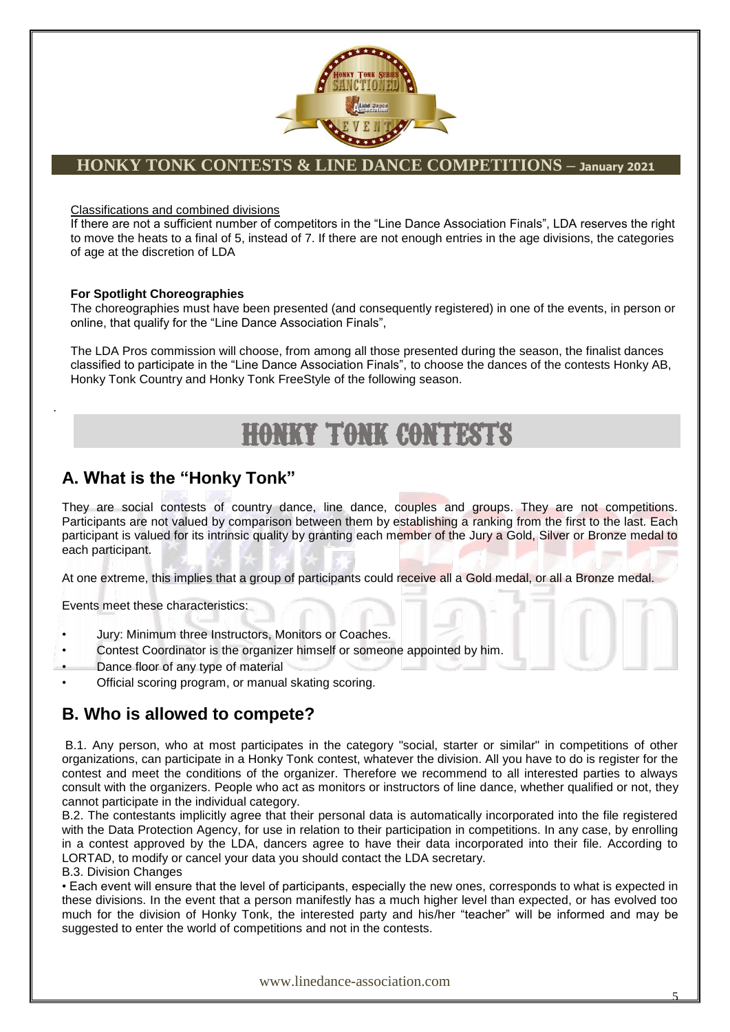Classifications and combined divisions

If there are not a sufficient number of competitors in the "Line Dance Association Finals", LDA reserves the right to move the heats to a final of 5, instead of 7. If there are not enough entries in the age divisions, the categories of age at the discretion of LDA

**For Spotlight Choreographies**

The choreographies must have been presented (and consequently registered) in one of the events, in person or online, that qualify for the "Line Dance Association Finals",

The LDA Pros commission will choose, from among all those presented during the season, the finalist dances classified to participate in the "Line Dance Association Finals", to choose the dances of the contests Honky AB, Honky Tonk Country and Honky Tonk FreeStyle of the following season.

# HONKY TONK CONTESTS

## A. What is the "Honky Tonk"

They are social contests of country dance, line dance, couples and groups. They are not competitions. Participants are not valued by comparison between them by establishing a ranking from the first to the last. Each participant is valued for its intrinsic quality by granting each member of the Jury a Gold, Silver or Bronze medal to each participant.

At one extreme, this implies that a group of participants could receive all a Gold medal, or all a Bronze medal.

Events meet these characteristics:

- Jury: Minimum three Instructors, Monitors or Coaches.
- Contest Coordinator is the organizer himself or someone appointed by him.
- Dance floor of any type of material
- Official scoring program, or manual skating scoring.

## B. Who is allowed to compete?

B.1. Any person, who at most participates in the category "social, starter or similar" in competitions of other organizations, can participate in a Honky Tonk contest, whatever the division. All you have to do is register for the contest and meet the conditions of the organizer. Therefore we recommend to all interested parties to always consult with the organizers. People who act as monitors or instructors of line dance, whether qualified or not, they cannot participate in the individual category.

B.2. The contestants implicitly agree that their personal data is automatically incorporated into the file registered with the Data Protection Agency, for use in relation to their participation in competitions. In any case, by enrolling in a contest approved by the LDA, dancers agree to have their data incorporated into their file. According to LORTAD, to modify or cancel your data you should contact the LDA secretary.

B.3. Division Changes

• Each event will ensure that the level of participants, especially the new ones, corresponds to what is expected in these divisions. In the event that a person manifestly has a much higher level than expected, or has evolved too much for the division of Honky Tonk, the interested party and his/her "teacher" will be informed and may be suggested to enter the world of competitions and not in the contests.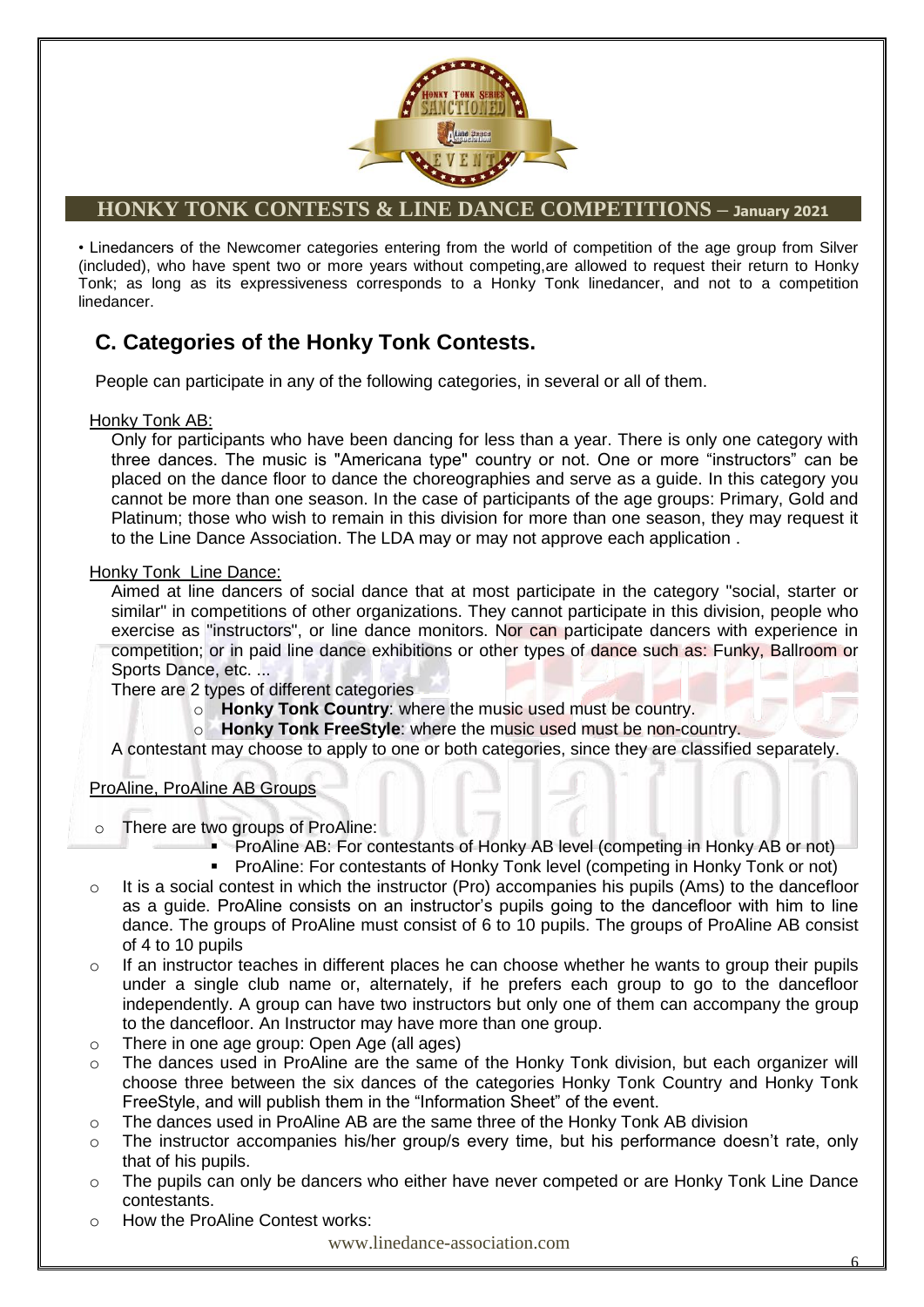• Linedancers of the Newcomer categories entering from the world of competition of the age group from Silver (included), who have spent two or more years without competing,are allowed to request their return to Honky Tonk; as long as its expressiveness corresponds to a Honky Tonk linedancer, and not to a competition linedancer.

## C. Categories of the Honky Tonk Contests.

People can participate in any of the following categories, in several or all of them.

Honky Tonk AB:

Only for participants who have been dancing for less than a year. There is only one category with three dances. The music is "Americana type" country or not. One or more "instructors" can be placed on the dance floor to dance the choreographies and serve as a guide. In this category you cannot be more than one season. In the case of participants of the age groups: Primary, Gold and Platinum; those who wish to remain in this division for more than one season, they may request it to the Line Dance Association. The LDA may or may not approve each application .

Honky Tonk  Line Dance:

Aimed at line dancers of social dance that at most participate in the category "social, starter or similar" in competitions of other organizations. They cannot participate in this division, people who exercise as "instructors", or line dance monitors. Nor can participate dancers with experience in competition; or in paid line dance exhibitions or other types of dance such as: Funky, Ballroom or Sports Dance, etc. ...

There are 2 types of different categories

- **Honky Tonk Country**: where the music used must be country.
- **Honky Tonk FreeStyle**: where the music used must be non-country.

A contestant may choose to apply to one or both categories, since they are classified separately.

ProAline, ProAline AB Groups

- There are two groups of ProAline:
  - ProAline AB: For contestants of Honky AB level (competing in Honky AB or not)
  - ProAline: For contestants of Honky Tonk level (competing in Honky Tonk or not)
- It is a social contest in which the instructor (Pro) accompanies his pupils (Ams) to the dancefloor as a guide. ProAline consists on an instructor's pupils going to the dancefloor with him to line dance. The groups of ProAline must consist of 6 to 10 pupils. The groups of ProAline AB consist of 4 to 10 pupils
- If an instructor teaches in different places he can choose whether he wants to group their pupils under a single club name or, alternately, if he prefers each group to go to the dancefloor independently. A group can have two instructors but only one of them can accompany the group to the dancefloor. An Instructor may have more than one group.
- There in one age group: Open Age (all ages)
- The dances used in ProAline are the same of the Honky Tonk division, but each organizer will choose three between the six dances of the categories Honky Tonk Country and Honky Tonk FreeStyle, and will publish them in the "Information Sheet" of the event.
- The dances used in ProAline AB are the same three of the Honky Tonk AB division
- The instructor accompanies his/her group/s every time, but his performance doesn't rate, only that of his pupils.
- The pupils can only be dancers who either have never competed or are Honky Tonk Line Dance contestants.
- How the ProAline Contest works: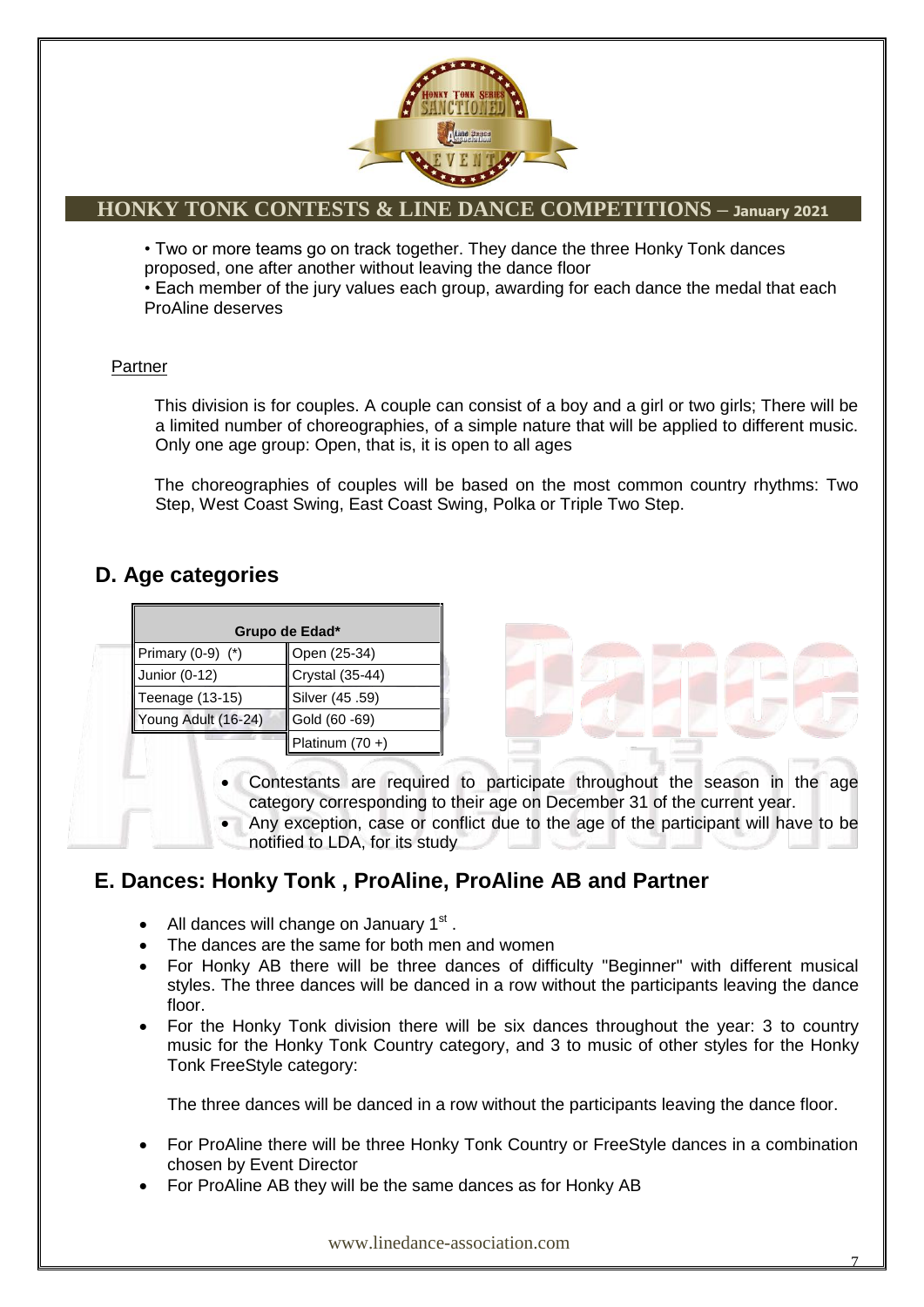• Two or more teams go on track together. They dance the three Honky Tonk dances proposed, one after another without leaving the dance floor
• Each member of the jury values each group, awarding for each dance the medal that each ProAline deserves

Partner

This division is for couples. A couple can consist of a boy and a girl or two girls; There will be a limited number of choreographies, of a simple nature that will be applied to different music. Only one age group: Open, that is, it is open to all ages

The choreographies of couples will be based on the most common country rhythms: Two Step, West Coast Swing, East Coast Swing, Polka or Triple Two Step.

## D. Age categories

| Grupo de Edad* | |
|---|---|
| Primary (0-9) (*) | Open (25-34) |
| Junior (0-12) | Crystal (35-44) |
| Teenage (13-15) | Silver (45 .59) |
| Young Adult (16-24) | Gold (60 -69) |
| | Platinum (70 +) |

- Contestants are required to participate throughout the season in the age category corresponding to their age on December 31 of the current year.
- Any exception, case or conflict due to the age of the participant will have to be notified to LDA, for its study

## E. Dances: Honky Tonk , ProAline, ProAline AB and Partner

- All dances will change on January 1st .
- The dances are the same for both men and women
- For Honky AB there will be three dances of difficulty "Beginner" with different musical styles. The three dances will be danced in a row without the participants leaving the dance floor.
- For the Honky Tonk division there will be six dances throughout the year: 3 to country music for the Honky Tonk Country category, and 3 to music of other styles for the Honky Tonk FreeStyle category:

  The three dances will be danced in a row without the participants leaving the dance floor.

- For ProAline there will be three Honky Tonk Country or FreeStyle dances in a combination chosen by Event Director
- For ProAline AB they will be the same dances as for Honky AB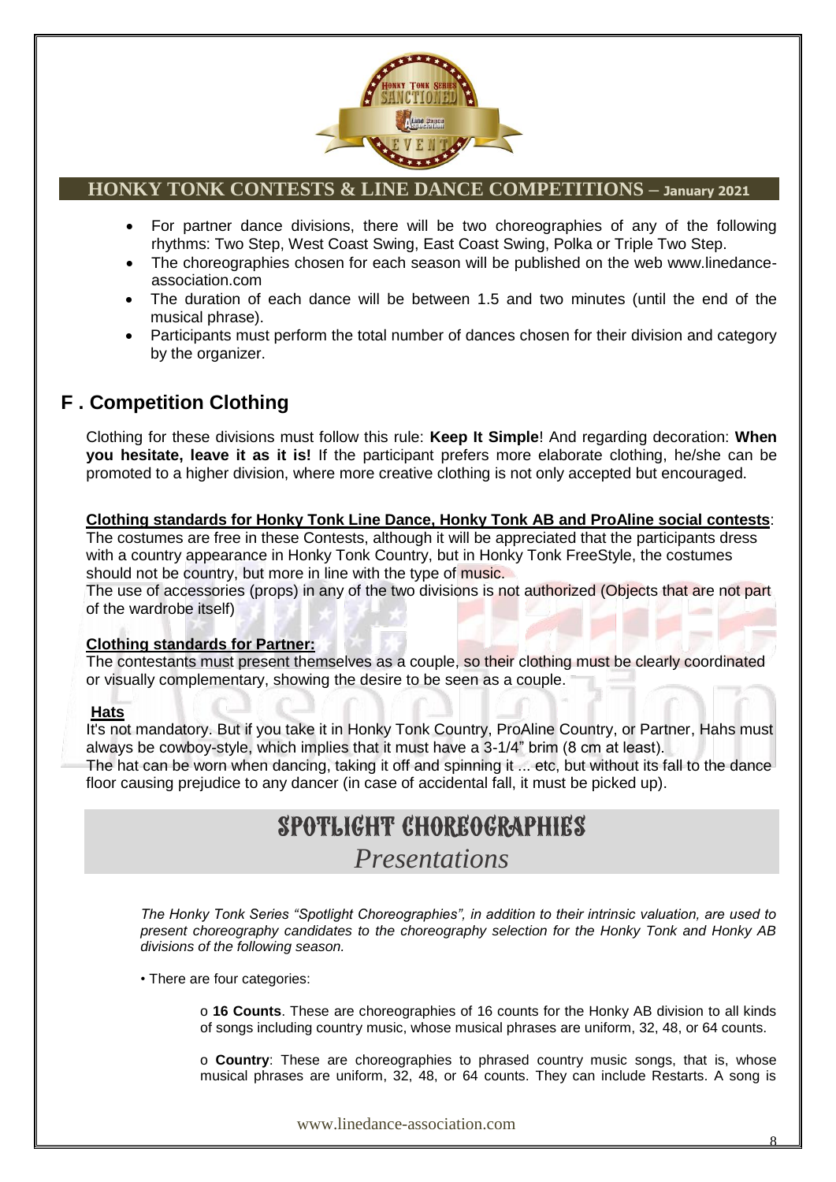- For partner dance divisions, there will be two choreographies of any of the following rhythms: Two Step, West Coast Swing, East Coast Swing, Polka or Triple Two Step.
- The choreographies chosen for each season will be published on the web www.linedance-association.com
- The duration of each dance will be between 1.5 and two minutes (until the end of the musical phrase).
- Participants must perform the total number of dances chosen for their division and category by the organizer.

## F . Competition Clothing

Clothing for these divisions must follow this rule: **Keep It Simple**! And regarding decoration: **When you hesitate, leave it as it is!** If the participant prefers more elaborate clothing, he/she can be promoted to a higher division, where more creative clothing is not only accepted but encouraged.

**Clothing standards for Honky Tonk Line Dance, Honky Tonk AB and ProAline social contests**:

The costumes are free in these Contests, although it will be appreciated that the participants dress with a country appearance in Honky Tonk Country, but in Honky Tonk FreeStyle, the costumes should not be country, but more in line with the type of music.

The use of accessories (props) in any of the two divisions is not authorized (Objects that are not part of the wardrobe itself)

**Clothing standards for Partner:**

The contestants must present themselves as a couple, so their clothing must be clearly coordinated or visually complementary, showing the desire to be seen as a couple.

**Hats**

It's not mandatory. But if you take it in Honky Tonk Country, ProAline Country, or Partner, Hahs must always be cowboy-style, which implies that it must have a 3-1/4" brim (8 cm at least).

The hat can be worn when dancing, taking it off and spinning it ... etc, but without its fall to the dance floor causing prejudice to any dancer (in case of accidental fall, it must be picked up).

# SPOTLIGHT CHOREOGRAPHIES

## *Presentations*

*The Honky Tonk Series "Spotlight Choreographies", in addition to their intrinsic valuation, are used to present choreography candidates to the choreography selection for the Honky Tonk and Honky AB divisions of the following season.*

• There are four categories:

- **16 Counts**. These are choreographies of 16 counts for the Honky AB division to all kinds of songs including country music, whose musical phrases are uniform, 32, 48, or 64 counts.

- **Country**: These are choreographies to phrased country music songs, that is, whose musical phrases are uniform, 32, 48, or 64 counts. They can include Restarts. A song is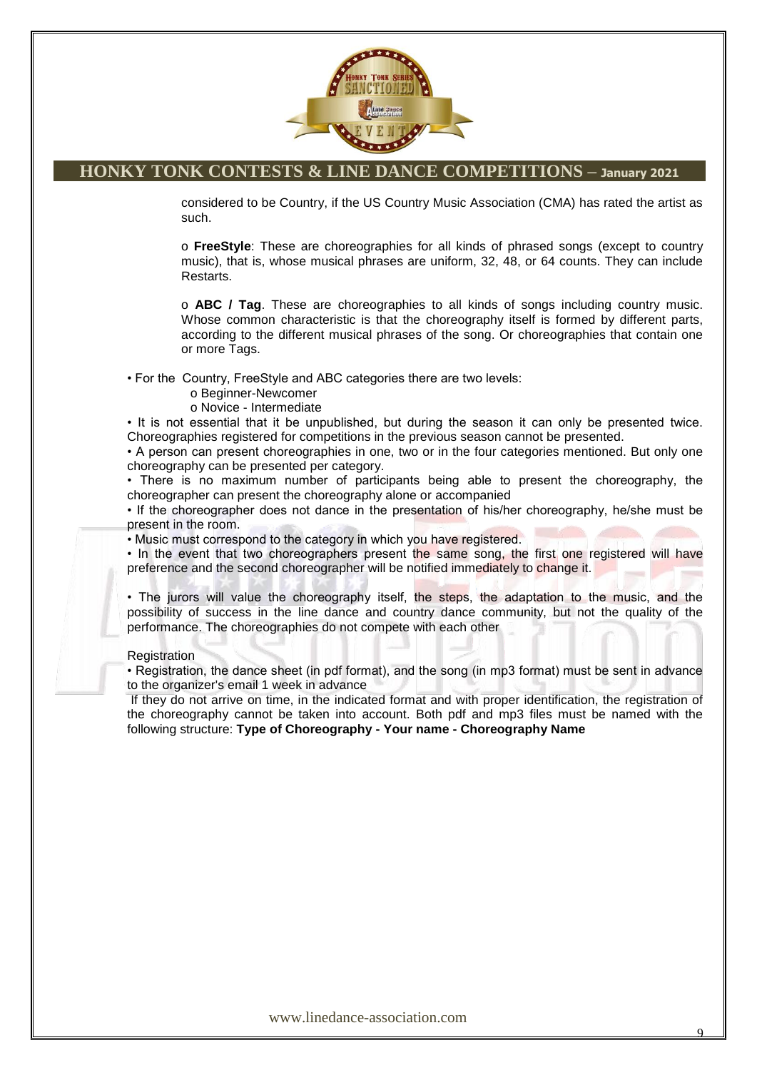considered to be Country, if the US Country Music Association (CMA) has rated the artist as such.

- **FreeStyle**: These are choreographies for all kinds of phrased songs (except to country music), that is, whose musical phrases are uniform, 32, 48, or 64 counts. They can include Restarts.

- **ABC / Tag**. These are choreographies to all kinds of songs including country music. Whose common characteristic is that the choreography itself is formed by different parts, according to the different musical phrases of the song. Or choreographies that contain one or more Tags.

- For the Country, FreeStyle and ABC categories there are two levels:
  - Beginner-Newcomer
  - Novice - Intermediate
- It is not essential that it be unpublished, but during the season it can only be presented twice. Choreographies registered for competitions in the previous season cannot be presented.
- A person can present choreographies in one, two or in the four categories mentioned. But only one choreography can be presented per category.
- There is no maximum number of participants being able to present the choreography, the choreographer can present the choreography alone or accompanied
- If the choreographer does not dance in the presentation of his/her choreography, he/she must be present in the room.
- Music must correspond to the category in which you have registered.
- In the event that two choreographers present the same song, the first one registered will have preference and the second choreographer will be notified immediately to change it.

- The jurors will value the choreography itself, the steps, the adaptation to the music, and the possibility of success in the line dance and country dance community, but not the quality of the performance. The choreographies do not compete with each other

Registration

- Registration, the dance sheet (in pdf format), and the song (in mp3 format) must be sent in advance to the organizer's email 1 week in advance

If they do not arrive on time, in the indicated format and with proper identification, the registration of the choreography cannot be taken into account. Both pdf and mp3 files must be named with the following structure: **Type of Choreography - Your name - Choreography Name**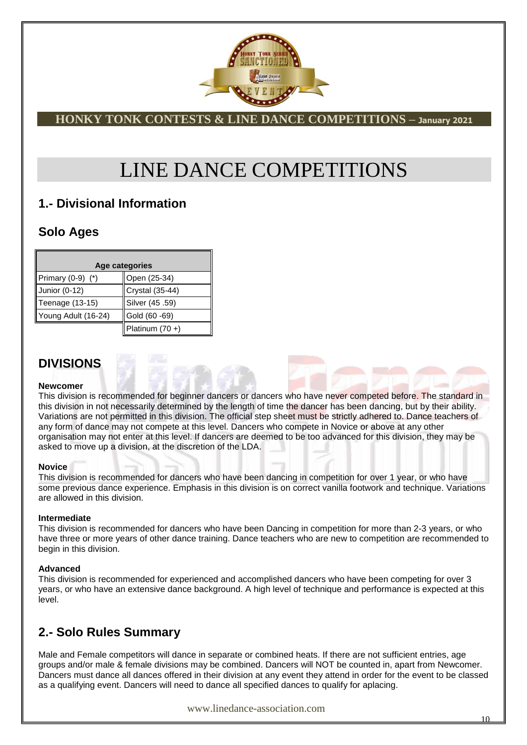# LINE DANCE COMPETITIONS

## 1.- Divisional Information

## Solo Ages

| Age categories | |
|---|---|
| Primary (0-9) (*) | Open (25-34) |
| Junior (0-12) | Crystal (35-44) |
| Teenage (13-15) | Silver (45 .59) |
| Young Adult (16-24) | Gold (60 -69) |
| | Platinum (70 +) |

## DIVISIONS

**Newcomer**

This division is recommended for beginner dancers or dancers who have never competed before. The standard in this division in not necessarily determined by the length of time the dancer has been dancing, but by their ability. Variations are not permitted in this division. The official step sheet must be strictly adhered to. Dance teachers of any form of dance may not compete at this level. Dancers who compete in Novice or above at any other organisation may not enter at this level. If dancers are deemed to be too advanced for this division, they may be asked to move up a division, at the discretion of the LDA.

**Novice**

This division is recommended for dancers who have been dancing in competition for over 1 year, or who have some previous dance experience. Emphasis in this division is on correct vanilla footwork and technique. Variations are allowed in this division.

**Intermediate**

This division is recommended for dancers who have been Dancing in competition for more than 2-3 years, or who have three or more years of other dance training. Dance teachers who are new to competition are recommended to begin in this division.

**Advanced**

This division is recommended for experienced and accomplished dancers who have been competing for over 3 years, or who have an extensive dance background. A high level of technique and performance is expected at this level.

## 2.- Solo Rules Summary

Male and Female competitors will dance in separate or combined heats. If there are not sufficient entries, age groups and/or male & female divisions may be combined. Dancers will NOT be counted in, apart from Newcomer. Dancers must dance all dances offered in their division at any event they attend in order for the event to be classed as a qualifying event. Dancers will need to dance all specified dances to qualify for aplacing.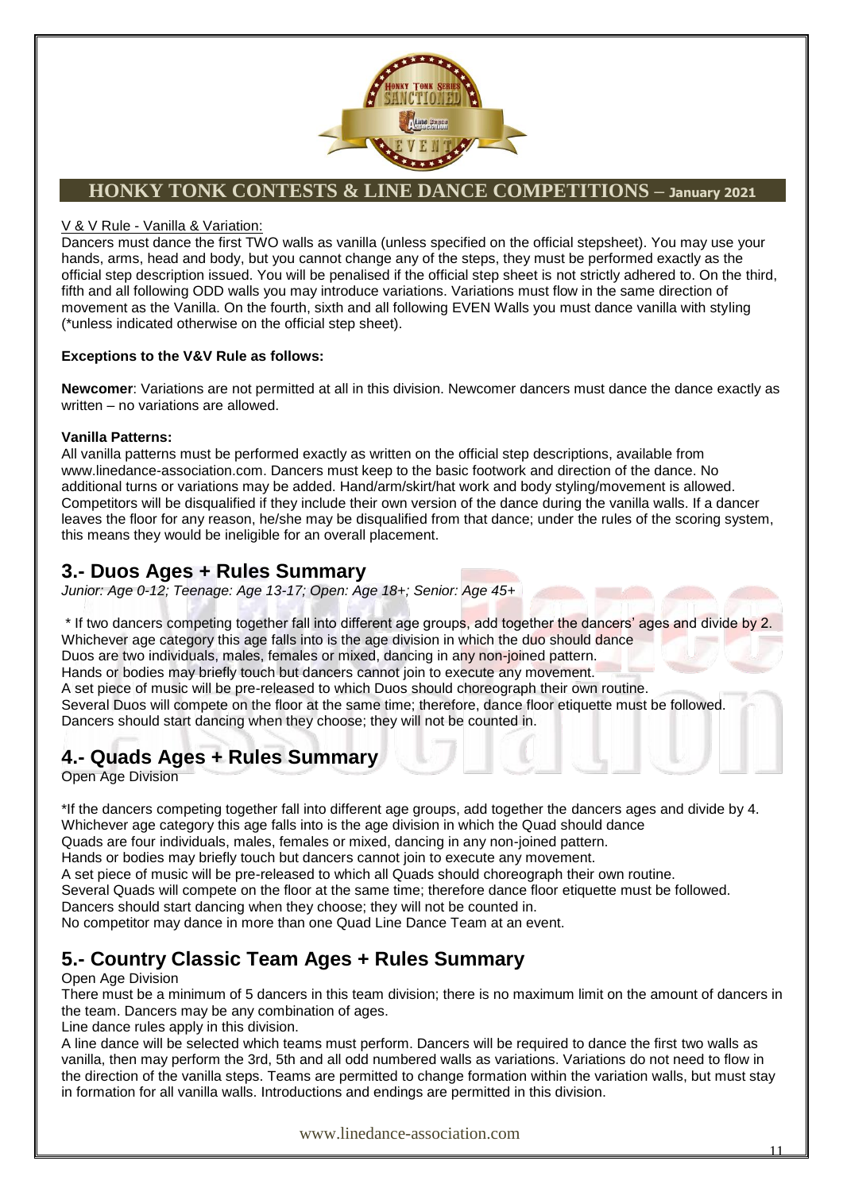V & V Rule - Vanilla & Variation:

Dancers must dance the first TWO walls as vanilla (unless specified on the official stepsheet). You may use your hands, arms, head and body, but you cannot change any of the steps, they must be performed exactly as the official step description issued. You will be penalised if the official step sheet is not strictly adhered to. On the third, fifth and all following ODD walls you may introduce variations. Variations must flow in the same direction of movement as the Vanilla. On the fourth, sixth and all following EVEN Walls you must dance vanilla with styling (*unless indicated otherwise on the official step sheet).

**Exceptions to the V&V Rule as follows:**

**Newcomer**: Variations are not permitted at all in this division. Newcomer dancers must dance the dance exactly as written – no variations are allowed.

**Vanilla Patterns:**

All vanilla patterns must be performed exactly as written on the official step descriptions, available from www.linedance-association.com. Dancers must keep to the basic footwork and direction of the dance. No additional turns or variations may be added. Hand/arm/skirt/hat work and body styling/movement is allowed. Competitors will be disqualified if they include their own version of the dance during the vanilla walls. If a dancer leaves the floor for any reason, he/she may be disqualified from that dance; under the rules of the scoring system, this means they would be ineligible for an overall placement.

## 3.- Duos Ages + Rules Summary

*Junior: Age 0-12; Teenage: Age 13-17; Open: Age 18+; Senior: Age 45+*

* If two dancers competing together fall into different age groups, add together the dancers' ages and divide by 2. Whichever age category this age falls into is the age division in which the duo should dance
Duos are two individuals, males, females or mixed, dancing in any non-joined pattern.
Hands or bodies may briefly touch but dancers cannot join to execute any movement.
A set piece of music will be pre-released to which Duos should choreograph their own routine.
Several Duos will compete on the floor at the same time; therefore, dance floor etiquette must be followed.
Dancers should start dancing when they choose; they will not be counted in.

## 4.- Quads Ages + Rules Summary

Open Age Division

*If the dancers competing together fall into different age groups, add together the dancers ages and divide by 4. Whichever age category this age falls into is the age division in which the Quad should dance
Quads are four individuals, males, females or mixed, dancing in any non-joined pattern.
Hands or bodies may briefly touch but dancers cannot join to execute any movement.
A set piece of music will be pre-released to which all Quads should choreograph their own routine.
Several Quads will compete on the floor at the same time; therefore dance floor etiquette must be followed.
Dancers should start dancing when they choose; they will not be counted in.
No competitor may dance in more than one Quad Line Dance Team at an event.

## 5.- Country Classic Team Ages + Rules Summary

Open Age Division

There must be a minimum of 5 dancers in this team division; there is no maximum limit on the amount of dancers in the team. Dancers may be any combination of ages.

Line dance rules apply in this division.

A line dance will be selected which teams must perform. Dancers will be required to dance the first two walls as vanilla, then may perform the 3rd, 5th and all odd numbered walls as variations. Variations do not need to flow in the direction of the vanilla steps. Teams are permitted to change formation within the variation walls, but must stay in formation for all vanilla walls. Introductions and endings are permitted in this division.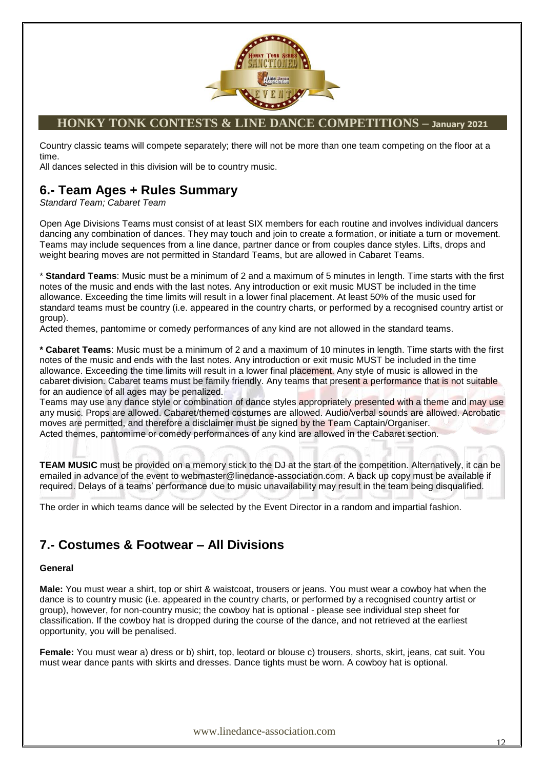Country classic teams will compete separately; there will not be more than one team competing on the floor at a time.
All dances selected in this division will be to country music.

## 6.- Team Ages + Rules Summary

*Standard Team; Cabaret Team*

Open Age Divisions Teams must consist of at least SIX members for each routine and involves individual dancers dancing any combination of dances. They may touch and join to create a formation, or initiate a turn or movement. Teams may include sequences from a line dance, partner dance or from couples dance styles. Lifts, drops and weight bearing moves are not permitted in Standard Teams, but are allowed in Cabaret Teams.

* **Standard Teams**: Music must be a minimum of 2 and a maximum of 5 minutes in length. Time starts with the first notes of the music and ends with the last notes. Any introduction or exit music MUST be included in the time allowance. Exceeding the time limits will result in a lower final placement. At least 50% of the music used for standard teams must be country (i.e. appeared in the country charts, or performed by a recognised country artist or group).
Acted themes, pantomime or comedy performances of any kind are not allowed in the standard teams.

**\* Cabaret Teams**: Music must be a minimum of 2 and a maximum of 10 minutes in length. Time starts with the first notes of the music and ends with the last notes. Any introduction or exit music MUST be included in the time allowance. Exceeding the time limits will result in a lower final placement. Any style of music is allowed in the cabaret division. Cabaret teams must be family friendly. Any teams that present a performance that is not suitable for an audience of all ages may be penalized.
Teams may use any dance style or combination of dance styles appropriately presented with a theme and may use any music. Props are allowed. Cabaret/themed costumes are allowed. Audio/verbal sounds are allowed. Acrobatic moves are permitted, and therefore a disclaimer must be signed by the Team Captain/Organiser.
Acted themes, pantomime or comedy performances of any kind are allowed in the Cabaret section.

**TEAM MUSIC** must be provided on a memory stick to the DJ at the start of the competition. Alternatively, it can be emailed in advance of the event to webmaster@linedance-association.com. A back up copy must be available if required. Delays of a teams' performance due to music unavailability may result in the team being disqualified.

The order in which teams dance will be selected by the Event Director in a random and impartial fashion.

## 7.- Costumes & Footwear – All Divisions

**General**

**Male:** You must wear a shirt, top or shirt & waistcoat, trousers or jeans. You must wear a cowboy hat when the dance is to country music (i.e. appeared in the country charts, or performed by a recognised country artist or group), however, for non-country music; the cowboy hat is optional - please see individual step sheet for classification. If the cowboy hat is dropped during the course of the dance, and not retrieved at the earliest opportunity, you will be penalised.

**Female:** You must wear a) dress or b) shirt, top, leotard or blouse c) trousers, shorts, skirt, jeans, cat suit. You must wear dance pants with skirts and dresses. Dance tights must be worn. A cowboy hat is optional.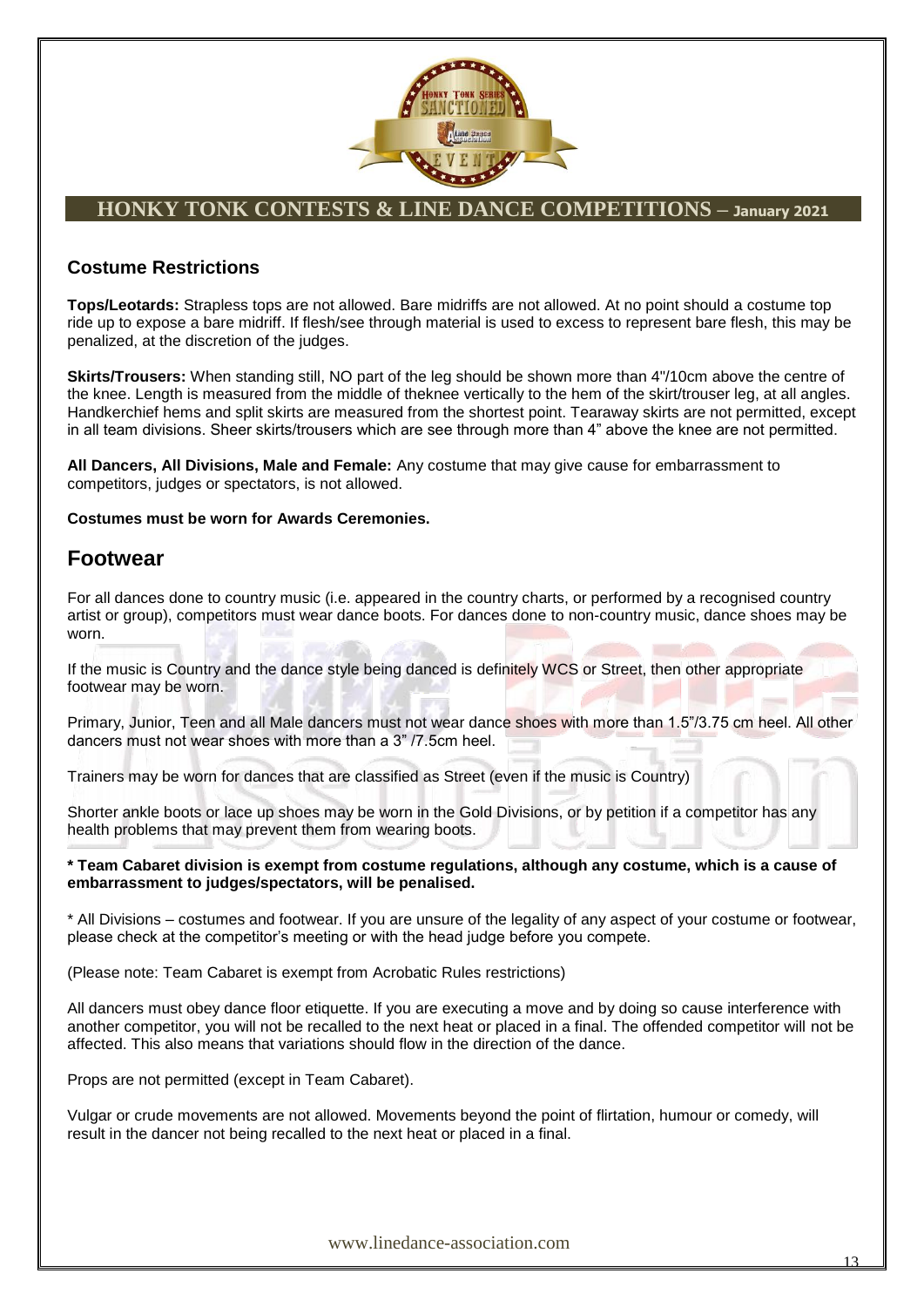## Costume Restrictions

**Tops/Leotards:** Strapless tops are not allowed. Bare midriffs are not allowed. At no point should a costume top ride up to expose a bare midriff. If flesh/see through material is used to excess to represent bare flesh, this may be penalized, at the discretion of the judges.

**Skirts/Trousers:** When standing still, NO part of the leg should be shown more than 4"/10cm above the centre of the knee. Length is measured from the middle of theknee vertically to the hem of the skirt/trouser leg, at all angles. Handkerchief hems and split skirts are measured from the shortest point. Tearaway skirts are not permitted, except in all team divisions. Sheer skirts/trousers which are see through more than 4" above the knee are not permitted.

**All Dancers, All Divisions, Male and Female:** Any costume that may give cause for embarrassment to competitors, judges or spectators, is not allowed.

**Costumes must be worn for Awards Ceremonies.**

# Footwear

For all dances done to country music (i.e. appeared in the country charts, or performed by a recognised country artist or group), competitors must wear dance boots. For dances done to non-country music, dance shoes may be worn.

If the music is Country and the dance style being danced is definitely WCS or Street, then other appropriate footwear may be worn.

Primary, Junior, Teen and all Male dancers must not wear dance shoes with more than 1.5"/3.75 cm heel. All other dancers must not wear shoes with more than a 3" /7.5cm heel.

Trainers may be worn for dances that are classified as Street (even if the music is Country)

Shorter ankle boots or lace up shoes may be worn in the Gold Divisions, or by petition if a competitor has any health problems that may prevent them from wearing boots.

**\* Team Cabaret division is exempt from costume regulations, although any costume, which is a cause of embarrassment to judges/spectators, will be penalised.**

\* All Divisions – costumes and footwear. If you are unsure of the legality of any aspect of your costume or footwear, please check at the competitor's meeting or with the head judge before you compete.

(Please note: Team Cabaret is exempt from Acrobatic Rules restrictions)

All dancers must obey dance floor etiquette. If you are executing a move and by doing so cause interference with another competitor, you will not be recalled to the next heat or placed in a final. The offended competitor will not be affected. This also means that variations should flow in the direction of the dance.

Props are not permitted (except in Team Cabaret).

Vulgar or crude movements are not allowed. Movements beyond the point of flirtation, humour or comedy, will result in the dancer not being recalled to the next heat or placed in a final.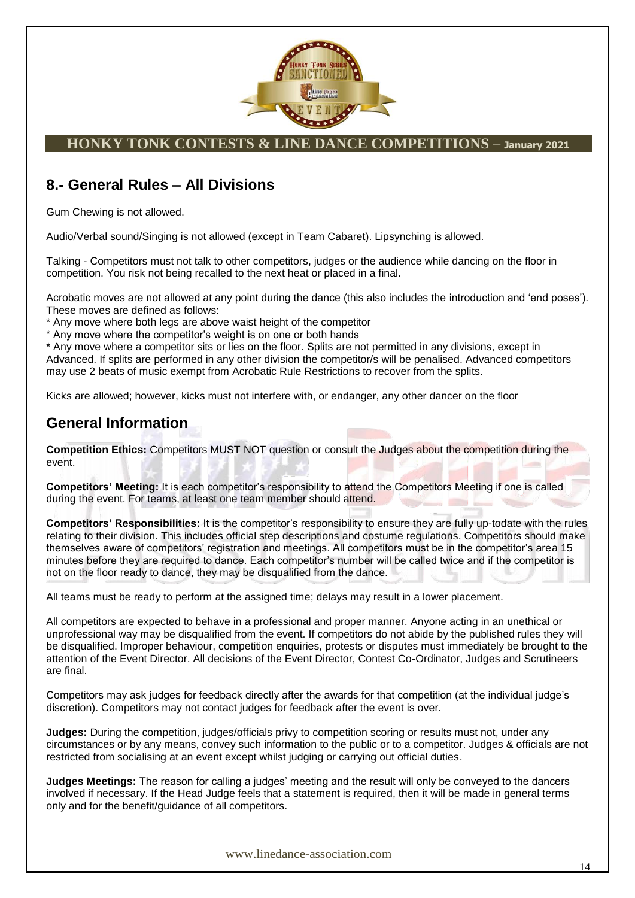## 8.- General Rules – All Divisions

Gum Chewing is not allowed.

Audio/Verbal sound/Singing is not allowed (except in Team Cabaret). Lipsynching is allowed.

Talking - Competitors must not talk to other competitors, judges or the audience while dancing on the floor in competition. You risk not being recalled to the next heat or placed in a final.

Acrobatic moves are not allowed at any point during the dance (this also includes the introduction and 'end poses'). These moves are defined as follows:

* Any move where both legs are above waist height of the competitor
* Any move where the competitor's weight is on one or both hands
* Any move where a competitor sits or lies on the floor. Splits are not permitted in any divisions, except in Advanced. If splits are performed in any other division the competitor/s will be penalised. Advanced competitors may use 2 beats of music exempt from Acrobatic Rule Restrictions to recover from the splits.

Kicks are allowed; however, kicks must not interfere with, or endanger, any other dancer on the floor

## General Information

**Competition Ethics:** Competitors MUST NOT question or consult the Judges about the competition during the event.

**Competitors' Meeting:** It is each competitor's responsibility to attend the Competitors Meeting if one is called during the event. For teams, at least one team member should attend.

**Competitors' Responsibilities:** It is the competitor's responsibility to ensure they are fully up-todate with the rules relating to their division. This includes official step descriptions and costume regulations. Competitors should make themselves aware of competitors' registration and meetings. All competitors must be in the competitor's area 15 minutes before they are required to dance. Each competitor's number will be called twice and if the competitor is not on the floor ready to dance, they may be disqualified from the dance.

All teams must be ready to perform at the assigned time; delays may result in a lower placement.

All competitors are expected to behave in a professional and proper manner. Anyone acting in an unethical or unprofessional way may be disqualified from the event. If competitors do not abide by the published rules they will be disqualified. Improper behaviour, competition enquiries, protests or disputes must immediately be brought to the attention of the Event Director. All decisions of the Event Director, Contest Co-Ordinator, Judges and Scrutineers are final.

Competitors may ask judges for feedback directly after the awards for that competition (at the individual judge's discretion). Competitors may not contact judges for feedback after the event is over.

**Judges:** During the competition, judges/officials privy to competition scoring or results must not, under any circumstances or by any means, convey such information to the public or to a competitor. Judges & officials are not restricted from socialising at an event except whilst judging or carrying out official duties.

**Judges Meetings:** The reason for calling a judges' meeting and the result will only be conveyed to the dancers involved if necessary. If the Head Judge feels that a statement is required, then it will be made in general terms only and for the benefit/guidance of all competitors.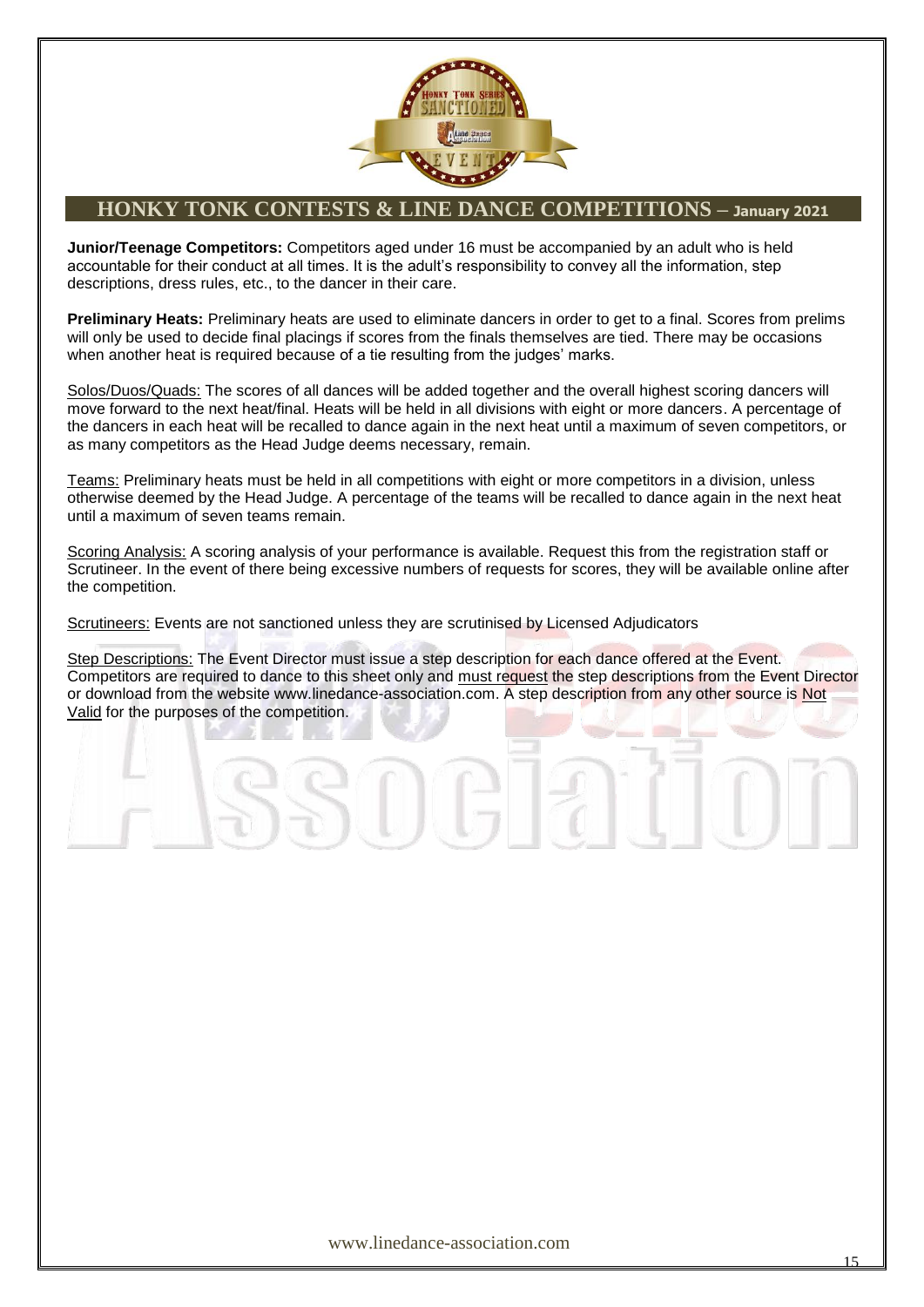## HONKY TONK CONTESTS & LINE DANCE COMPETITIONS – January 2021

**Junior/Teenage Competitors:** Competitors aged under 16 must be accompanied by an adult who is held accountable for their conduct at all times. It is the adult's responsibility to convey all the information, step descriptions, dress rules, etc., to the dancer in their care.

**Preliminary Heats:** Preliminary heats are used to eliminate dancers in order to get to a final. Scores from prelims will only be used to decide final placings if scores from the finals themselves are tied. There may be occasions when another heat is required because of a tie resulting from the judges' marks.

Solos/Duos/Quads: The scores of all dances will be added together and the overall highest scoring dancers will move forward to the next heat/final. Heats will be held in all divisions with eight or more dancers. A percentage of the dancers in each heat will be recalled to dance again in the next heat until a maximum of seven competitors, or as many competitors as the Head Judge deems necessary, remain.

Teams: Preliminary heats must be held in all competitions with eight or more competitors in a division, unless otherwise deemed by the Head Judge. A percentage of the teams will be recalled to dance again in the next heat until a maximum of seven teams remain.

Scoring Analysis: A scoring analysis of your performance is available. Request this from the registration staff or Scrutineer. In the event of there being excessive numbers of requests for scores, they will be available online after the competition.

Scrutineers: Events are not sanctioned unless they are scrutinised by Licensed Adjudicators

Step Descriptions: The Event Director must issue a step description for each dance offered at the Event. Competitors are required to dance to this sheet only and must request the step descriptions from the Event Director or download from the website www.linedance-association.com. A step description from any other source is Not Valid for the purposes of the competition.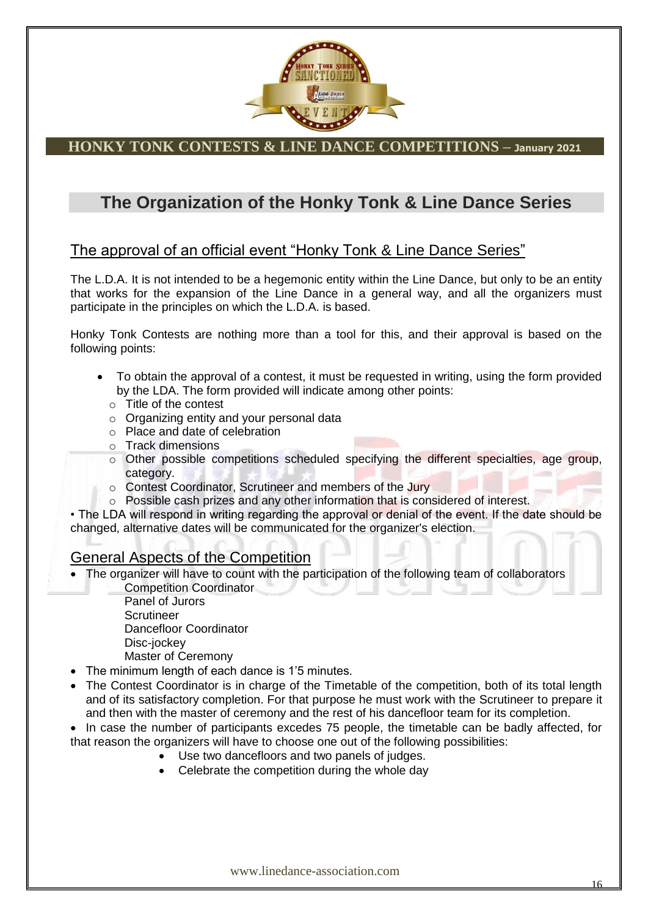## The Organization of the Honky Tonk & Line Dance Series

### The approval of an official event "Honky Tonk & Line Dance Series"

The L.D.A. It is not intended to be a hegemonic entity within the Line Dance, but only to be an entity that works for the expansion of the Line Dance in a general way, and all the organizers must participate in the principles on which the L.D.A. is based.

Honky Tonk Contests are nothing more than a tool for this, and their approval is based on the following points:

- To obtain the approval of a contest, it must be requested in writing, using the form provided by the LDA. The form provided will indicate among other points:
  - Title of the contest
  - Organizing entity and your personal data
  - Place and date of celebration
  - Track dimensions
  - Other possible competitions scheduled specifying the different specialties, age group, category.
  - Contest Coordinator, Scrutineer and members of the Jury
  - Possible cash prizes and any other information that is considered of interest.

• The LDA will respond in writing regarding the approval or denial of the event. If the date should be changed, alternative dates will be communicated for the organizer's election.

### General Aspects of the Competition

- The organizer will have to count with the participation of the following team of collaborators
  - Competition Coordinator
  - Panel of Jurors
  - Scrutineer
  - Dancefloor Coordinator
  - Disc-jockey
  - Master of Ceremony
- The minimum length of each dance is 1'5 minutes.
- The Contest Coordinator is in charge of the Timetable of the competition, both of its total length and of its satisfactory completion. For that purpose he must work with the Scrutineer to prepare it and then with the master of ceremony and the rest of his dancefloor team for its completion.
- In case the number of participants excedes 75 people, the timetable can be badly affected, for that reason the organizers will have to choose one out of the following possibilities:
  - Use two dancefloors and two panels of judges.
  - Celebrate the competition during the whole day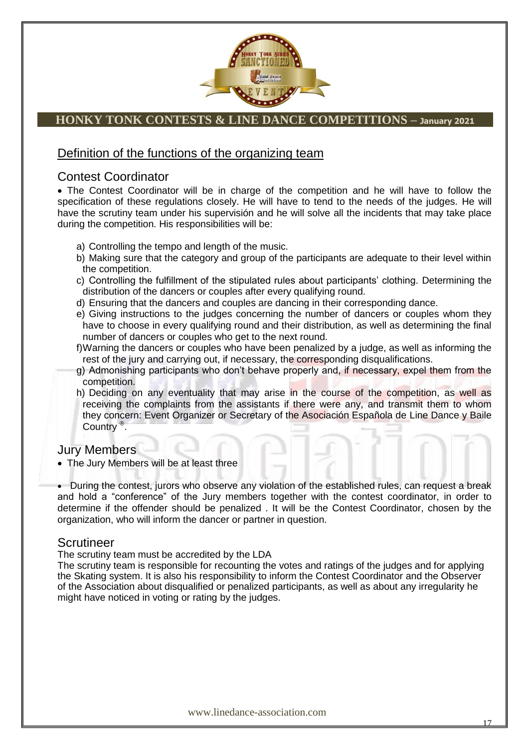## Definition of the functions of the organizing team

### Contest Coordinator

- The Contest Coordinator will be in charge of the competition and he will have to follow the specification of these regulations closely. He will have to tend to the needs of the judges. He will have the scrutiny team under his supervisión and he will solve all the incidents that may take place during the competition. His responsibilities will be:

  a) Controlling the tempo and length of the music.
  b) Making sure that the category and group of the participants are adequate to their level within the competition.
  c) Controlling the fulfillment of the stipulated rules about participants' clothing. Determining the distribution of the dancers or couples after every qualifying round.
  d) Ensuring that the dancers and couples are dancing in their corresponding dance.
  e) Giving instructions to the judges concerning the number of dancers or couples whom they have to choose in every qualifying round and their distribution, as well as determining the final number of dancers or couples who get to the next round.
  f) Warning the dancers or couples who have been penalized by a judge, as well as informing the rest of the jury and carrying out, if necessary, the corresponding disqualifications.
  g) Admonishing participants who don't behave properly and, if necessary, expel them from the competition.
  h) Deciding on any eventuality that may arise in the course of the competition, as well as receiving the complaints from the assistants if there were any, and transmit them to whom they concern: Event Organizer or Secretary of the Asociación Española de Line Dance y Baile Country ®.

### Jury Members

- The Jury Members will be at least three
- During the contest, jurors who observe any violation of the established rules, can request a break and hold a "conference" of the Jury members together with the contest coordinator, in order to determine if the offender should be penalized . It will be the Contest Coordinator, chosen by the organization, who will inform the dancer or partner in question.

### Scrutineer

The scrutiny team must be accredited by the LDA

The scrutiny team is responsible for recounting the votes and ratings of the judges and for applying the Skating system. It is also his responsibility to inform the Contest Coordinator and the Observer of the Association about disqualified or penalized participants, as well as about any irregularity he might have noticed in voting or rating by the judges.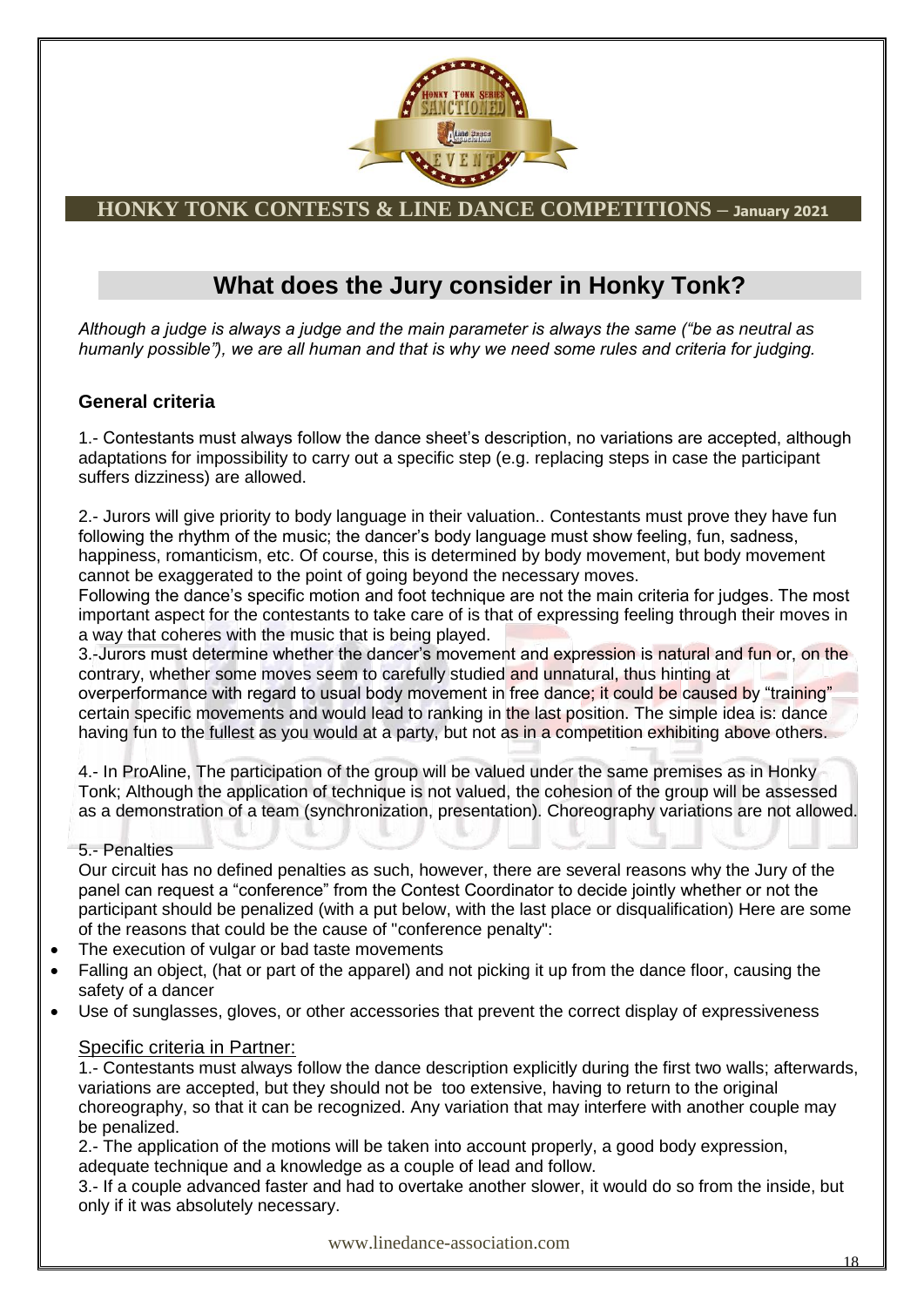# What does the Jury consider in Honky Tonk?

*Although a judge is always a judge and the main parameter is always the same ("be as neutral as humanly possible"), we are all human and that is why we need some rules and criteria for judging.*

### General criteria

1.- Contestants must always follow the dance sheet's description, no variations are accepted, although adaptations for impossibility to carry out a specific step (e.g. replacing steps in case the participant suffers dizziness) are allowed.

2.- Jurors will give priority to body language in their valuation.. Contestants must prove they have fun following the rhythm of the music; the dancer's body language must show feeling, fun, sadness, happiness, romanticism, etc. Of course, this is determined by body movement, but body movement cannot be exaggerated to the point of going beyond the necessary moves.
Following the dance's specific motion and foot technique are not the main criteria for judges. The most important aspect for the contestants to take care of is that of expressing feeling through their moves in a way that coheres with the music that is being played.
3.-Jurors must determine whether the dancer's movement and expression is natural and fun or, on the contrary, whether some moves seem to carefully studied and unnatural, thus hinting at overperformance with regard to usual body movement in free dance; it could be caused by "training" certain specific movements and would lead to ranking in the last position. The simple idea is: dance having fun to the fullest as you would at a party, but not as in a competition exhibiting above others.

4.- In ProAline, The participation of the group will be valued under the same premises as in Honky Tonk; Although the application of technique is not valued, the cohesion of the group will be assessed as a demonstration of a team (synchronization, presentation). Choreography variations are not allowed.

5.- Penalties
Our circuit has no defined penalties as such, however, there are several reasons why the Jury of the panel can request a "conference" from the Contest Coordinator to decide jointly whether or not the participant should be penalized (with a put below, with the last place or disqualification) Here are some of the reasons that could be the cause of "conference penalty":

- The execution of vulgar or bad taste movements
- Falling an object, (hat or part of the apparel) and not picking it up from the dance floor, causing the safety of a dancer
- Use of sunglasses, gloves, or other accessories that prevent the correct display of expressiveness

<u>Specific criteria in Partner:</u>

1.- Contestants must always follow the dance description explicitly during the first two walls; afterwards, variations are accepted, but they should not be too extensive, having to return to the original choreography, so that it can be recognized. Any variation that may interfere with another couple may be penalized.
2.- The application of the motions will be taken into account properly, a good body expression, adequate technique and a knowledge as a couple of lead and follow.
3.- If a couple advanced faster and had to overtake another slower, it would do so from the inside, but only if it was absolutely necessary.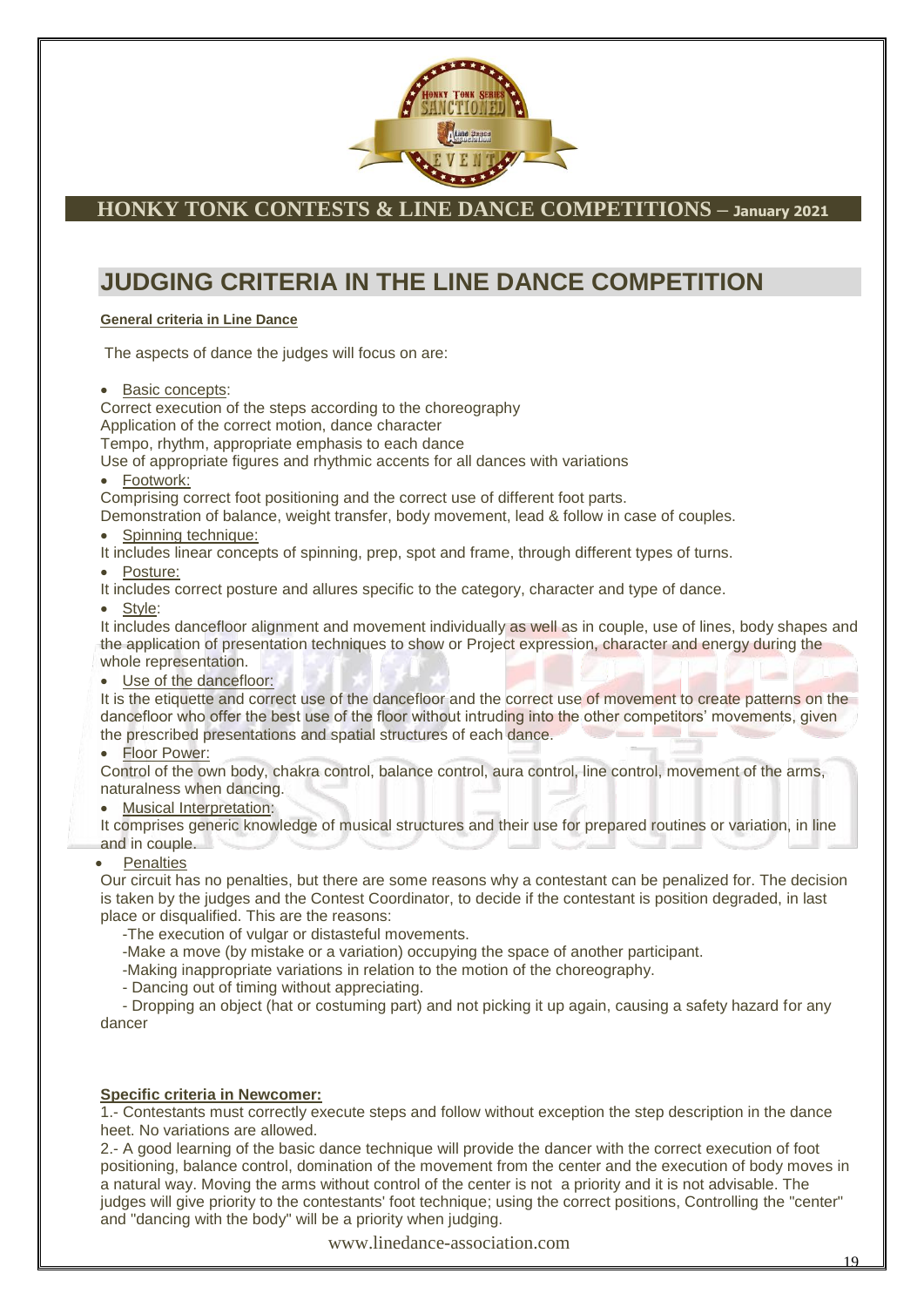# JUDGING CRITERIA IN THE LINE DANCE COMPETITION

**General criteria in Line Dance**

The aspects of dance the judges will focus on are:

- Basic concepts:

Correct execution of the steps according to the choreography
Application of the correct motion, dance character
Tempo, rhythm, appropriate emphasis to each dance
Use of appropriate figures and rhythmic accents for all dances with variations

- Footwork:

Comprising correct foot positioning and the correct use of different foot parts.
Demonstration of balance, weight transfer, body movement, lead & follow in case of couples.

- Spinning technique:

It includes linear concepts of spinning, prep, spot and frame, through different types of turns.

- Posture:

It includes correct posture and allures specific to the category, character and type of dance.

- Style:

It includes dancefloor alignment and movement individually as well as in couple, use of lines, body shapes and the application of presentation techniques to show or Project expression, character and energy during the whole representation.

- Use of the dancefloor:

It is the etiquette and correct use of the dancefloor and the correct use of movement to create patterns on the dancefloor who offer the best use of the floor without intruding into the other competitors' movements, given the prescribed presentations and spatial structures of each dance.

- Floor Power:

Control of the own body, chakra control, balance control, aura control, line control, movement of the arms, naturalness when dancing.

- Musical Interpretation:

It comprises generic knowledge of musical structures and their use for prepared routines or variation, in line and in couple.

- Penalties

Our circuit has no penalties, but there are some reasons why a contestant can be penalized for. The decision is taken by the judges and the Contest Coordinator, to decide if the contestant is position degraded, in last place or disqualified. This are the reasons:

-The execution of vulgar or distasteful movements.
-Make a move (by mistake or a variation) occupying the space of another participant.
-Making inappropriate variations in relation to the motion of the choreography.
- Dancing out of timing without appreciating.
- Dropping an object (hat or costuming part) and not picking it up again, causing a safety hazard for any dancer

**Specific criteria in Newcomer:**

1.- Contestants must correctly execute steps and follow without exception the step description in the dance heet. No variations are allowed.

2.- A good learning of the basic dance technique will provide the dancer with the correct execution of foot positioning, balance control, domination of the movement from the center and the execution of body moves in a natural way. Moving the arms without control of the center is not a priority and it is not advisable. The judges will give priority to the contestants' foot technique; using the correct positions, Controlling the "center" and "dancing with the body" will be a priority when judging.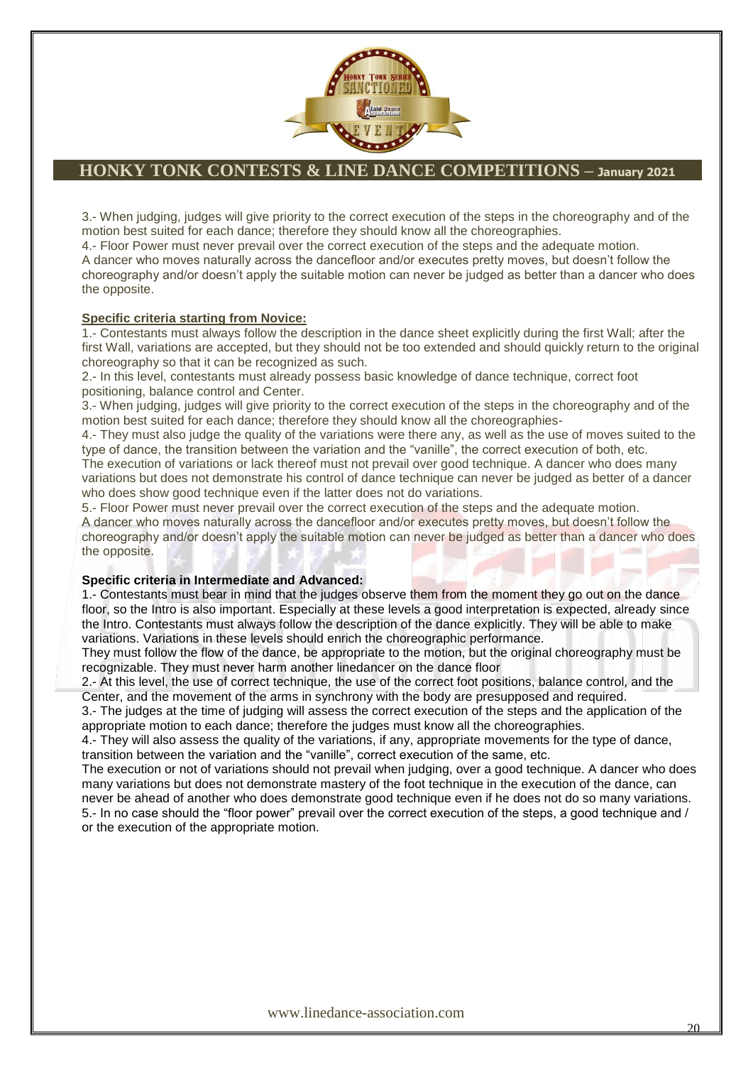3.- When judging, judges will give priority to the correct execution of the steps in the choreography and of the motion best suited for each dance; therefore they should know all the choreographies.

4.- Floor Power must never prevail over the correct execution of the steps and the adequate motion.
A dancer who moves naturally across the dancefloor and/or executes pretty moves, but doesn't follow the choreography and/or doesn't apply the suitable motion can never be judged as better than a dancer who does the opposite.

**Specific criteria starting from Novice:**

1.- Contestants must always follow the description in the dance sheet explicitly during the first Wall; after the first Wall, variations are accepted, but they should not be too extended and should quickly return to the original choreography so that it can be recognized as such.

2.- In this level, contestants must already possess basic knowledge of dance technique, correct foot positioning, balance control and Center.

3.- When judging, judges will give priority to the correct execution of the steps in the choreography and of the motion best suited for each dance; therefore they should know all the choreographies-

4.- They must also judge the quality of the variations were there any, as well as the use of moves suited to the type of dance, the transition between the variation and the "vanille", the correct execution of both, etc.
The execution of variations or lack thereof must not prevail over good technique. A dancer who does many variations but does not demonstrate his control of dance technique can never be judged as better of a dancer who does show good technique even if the latter does not do variations.

5.- Floor Power must never prevail over the correct execution of the steps and the adequate motion.
A dancer who moves naturally across the dancefloor and/or executes pretty moves, but doesn't follow the choreography and/or doesn't apply the suitable motion can never be judged as better than a dancer who does the opposite.

**Specific criteria in Intermediate and Advanced:**

1.- Contestants must bear in mind that the judges observe them from the moment they go out on the dance floor, so the Intro is also important. Especially at these levels a good interpretation is expected, already since the Intro. Contestants must always follow the description of the dance explicitly. They will be able to make variations. Variations in these levels should enrich the choreographic performance.
They must follow the flow of the dance, be appropriate to the motion, but the original choreography must be recognizable. They must never harm another linedancer on the dance floor

2.- At this level, the use of correct technique, the use of the correct foot positions, balance control, and the Center, and the movement of the arms in synchrony with the body are presupposed and required.

3.- The judges at the time of judging will assess the correct execution of the steps and the application of the appropriate motion to each dance; therefore the judges must know all the choreographies.

4.- They will also assess the quality of the variations, if any, appropriate movements for the type of dance, transition between the variation and the "vanille", correct execution of the same, etc.
The execution or not of variations should not prevail when judging, over a good technique. A dancer who does many variations but does not demonstrate mastery of the foot technique in the execution of the dance, can never be ahead of another who does demonstrate good technique even if he does not do so many variations.

5.- In no case should the "floor power" prevail over the correct execution of the steps, a good technique and / or the execution of the appropriate motion.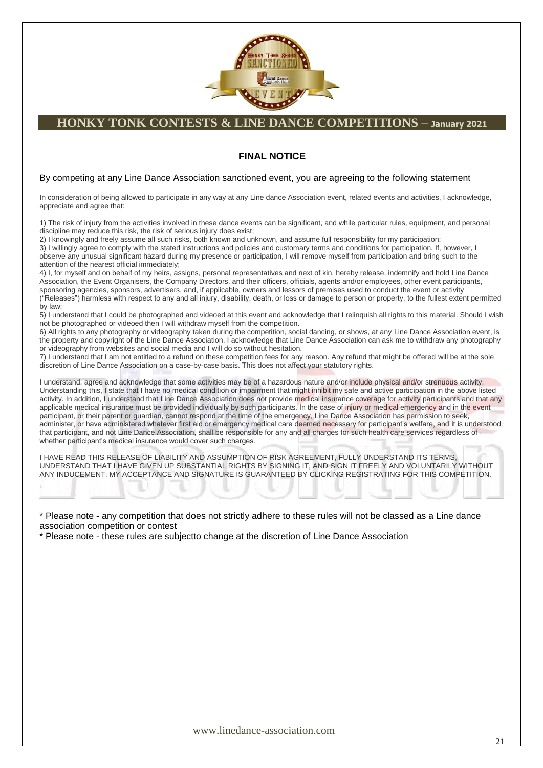## HONKY TONK CONTESTS & LINE DANCE COMPETITIONS – January 2021

### FINAL NOTICE

By competing at any Line Dance Association sanctioned event, you are agreeing to the following statement

In consideration of being allowed to participate in any way at any Line dance Association event, related events and activities, I acknowledge, appreciate and agree that:

1) The risk of injury from the activities involved in these dance events can be significant, and while particular rules, equipment, and personal discipline may reduce this risk, the risk of serious injury does exist;
2) I knowingly and freely assume all such risks, both known and unknown, and assume full responsibility for my participation;
3) I willingly agree to comply with the stated instructions and policies and customary terms and conditions for participation. If, however, I observe any unusual significant hazard during my presence or participation, I will remove myself from participation and bring such to the attention of the nearest official immediately;
4) I, for myself and on behalf of my heirs, assigns, personal representatives and next of kin, hereby release, indemnify and hold Line Dance Association, the Event Organisers, the Company Directors, and their officers, officials, agents and/or employees, other event participants, sponsoring agencies, sponsors, advertisers, and, if applicable, owners and lessors of premises used to conduct the event or activity ("Releases") harmless with respect to any and all injury, disability, death, or loss or damage to person or property, to the fullest extent permitted by law;
5) I understand that I could be photographed and videoed at this event and acknowledge that I relinquish all rights to this material. Should I wish not be photographed or videoed then I will withdraw myself from the competition.
6) All rights to any photography or videography taken during the competition, social dancing, or shows, at any Line Dance Association event, is the property and copyright of the Line Dance Association. I acknowledge that Line Dance Association can ask me to withdraw any photography or videography from websites and social media and I will do so without hesitation.
7) I understand that I am not entitled to a refund on these competition fees for any reason. Any refund that might be offered will be at the sole discretion of Line Dance Association on a case-by-case basis. This does not affect your statutory rights.

I understand, agree and acknowledge that some activities may be of a hazardous nature and/or include physical and/or strenuous activity. Understanding this, I state that I have no medical condition or impairment that might inhibit my safe and active participation in the above listed activity. In addition, I understand that Line Dance Association does not provide medical insurance coverage for activity participants and that any applicable medical insurance must be provided individually by such participants. In the case of injury or medical emergency and in the event participant, or their parent or guardian, cannot respond at the time of the emergency, Line Dance Association has permission to seek, administer, or have administered whatever first aid or emergency medical care deemed necessary for participant's welfare, and it is understood that participant, and not Line Dance Association, shall be responsible for any and all charges for such health care services regardless of whether participant's medical insurance would cover such charges.

I HAVE READ THIS RELEASE OF LIABILITY AND ASSUMPTION OF RISK AGREEMENT, FULLY UNDERSTAND ITS TERMS, UNDERSTAND THAT I HAVE GIVEN UP SUBSTANTIAL RIGHTS BY SIGNING IT, AND SIGN IT FREELY AND VOLUNTARILY WITHOUT ANY INDUCEMENT. MY ACCEPTANCE AND SIGNATURE IS GUARANTEED BY CLICKING REGISTRATING FOR THIS COMPETITION.

* Please note - any competition that does not strictly adhere to these rules will not be classed as a Line dance association competition or contest
* Please note - these rules are subjectto change at the discretion of Line Dance Association

www.linedance-association.com